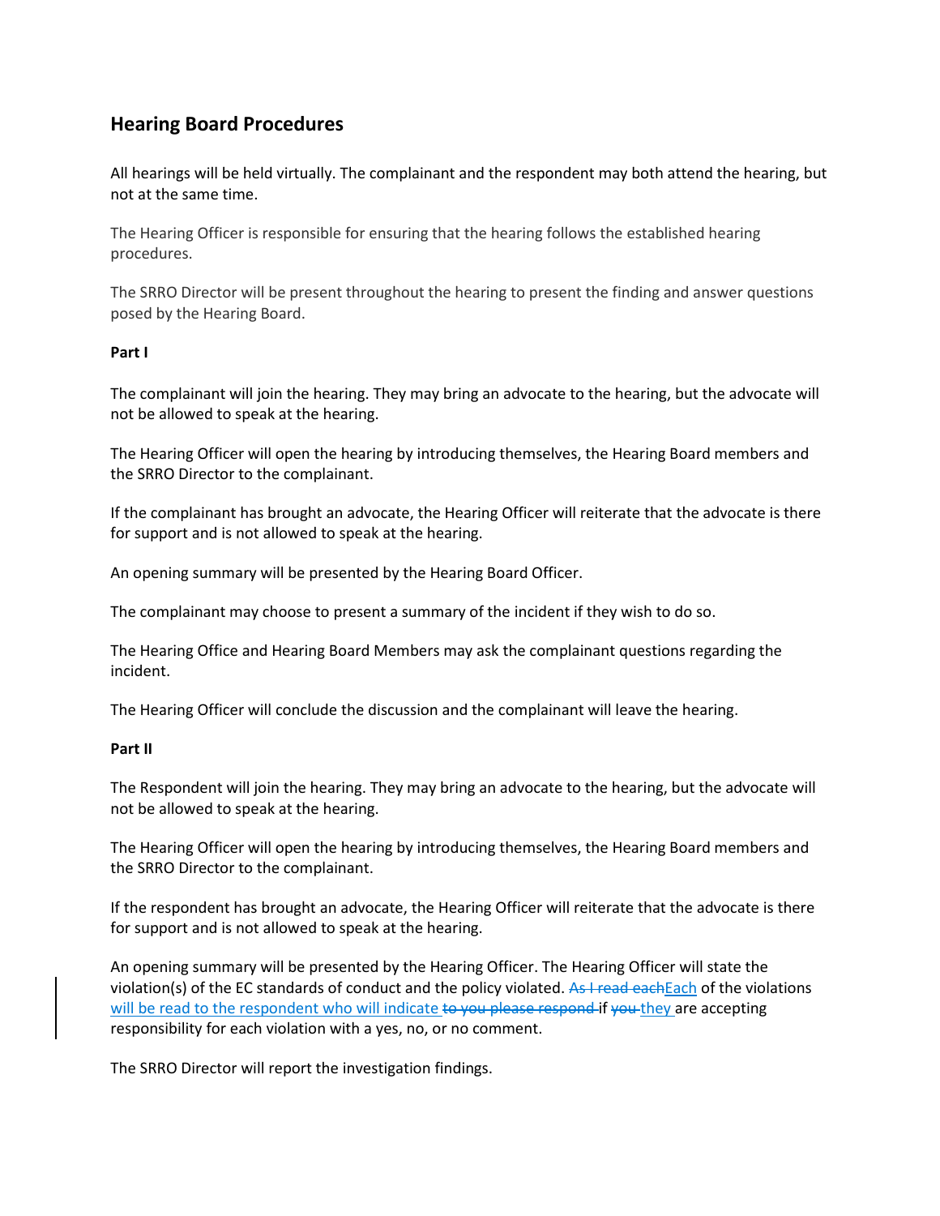## Hearing Board Procedures

All hearings will be held virtually. The complainant and the respondent may both attend the hearing, but not at the same time.

The Hearing Officer is responsible for ensuring that the hearing follows the established hearing procedures.

The SRRO Director will be present throughout the hearing to present the finding and answer questions posed by the Hearing Board.

**Part I**

The complainant will join the hearing. They may bring an advocate to the hearing, but the advocate will not be allowed to speak at the hearing.

The Hearing Officer will open the hearing by introducing themselves, the Hearing Board members and the SRRO Director to the complainant.

If the complainant has brought an advocate, the Hearing Officer will reiterate that the advocate is there for support and is not allowed to speak at the hearing.

An opening summary will be presented by the Hearing Board Officer.

The complainant may choose to present a summary of the incident if they wish to do so.

The Hearing Office and Hearing Board Members may ask the complainant questions regarding the incident.

The Hearing Officer will conclude the discussion and the complainant will leave the hearing.

**Part II**

The Respondent will join the hearing. They may bring an advocate to the hearing, but the advocate will not be allowed to speak at the hearing.

The Hearing Officer will open the hearing by introducing themselves, the Hearing Board members and the SRRO Director to the complainant.

If the respondent has brought an advocate, the Hearing Officer will reiterate that the advocate is there for support and is not allowed to speak at the hearing.

An opening summary will be presented by the Hearing Officer. The Hearing Officer will state the violation(s) of the EC standards of conduct and the policy violated. ~~As I read each~~Each of the violations will be read to the respondent who will indicate ~~to you please respond~~ if ~~you~~ they are accepting responsibility for each violation with a yes, no, or no comment.

The SRRO Director will report the investigation findings.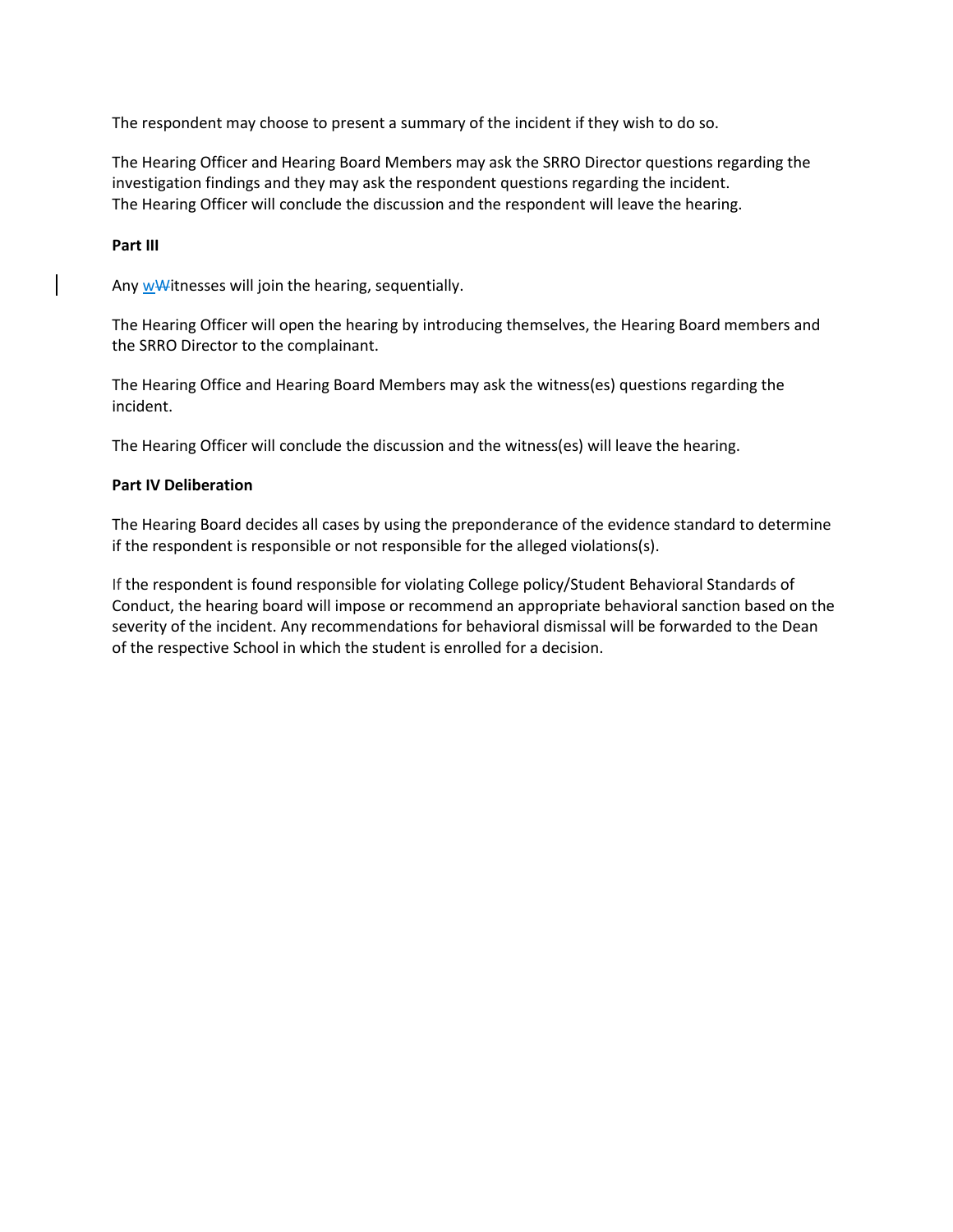The respondent may choose to present a summary of the incident if they wish to do so.

The Hearing Officer and Hearing Board Members may ask the SRRO Director questions regarding the investigation findings and they may ask the respondent questions regarding the incident.
The Hearing Officer will conclude the discussion and the respondent will leave the hearing.

**Part III**

Any witnesses will join the hearing, sequentially.

The Hearing Officer will open the hearing by introducing themselves, the Hearing Board members and the SRRO Director to the complainant.

The Hearing Office and Hearing Board Members may ask the witness(es) questions regarding the incident.

The Hearing Officer will conclude the discussion and the witness(es) will leave the hearing.

**Part IV Deliberation**

The Hearing Board decides all cases by using the preponderance of the evidence standard to determine if the respondent is responsible or not responsible for the alleged violations(s).

If the respondent is found responsible for violating College policy/Student Behavioral Standards of Conduct, the hearing board will impose or recommend an appropriate behavioral sanction based on the severity of the incident. Any recommendations for behavioral dismissal will be forwarded to the Dean of the respective School in which the student is enrolled for a decision.